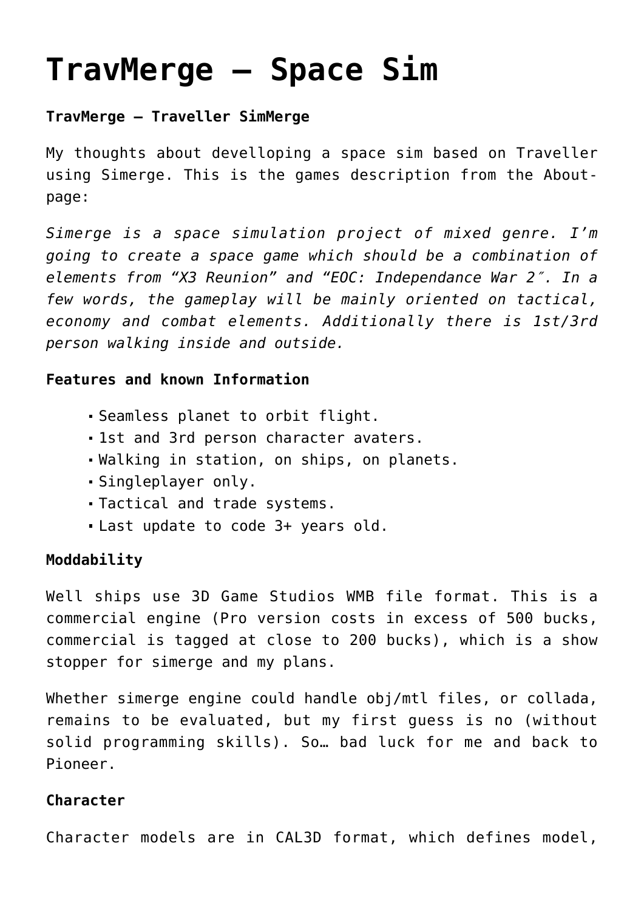# TravMerge – Space Sim

**TravMerge – Traveller SimMerge**

My thoughts about develloping a space sim based on Traveller using Simerge. This is the games description from the About-page:

*Simerge is a space simulation project of mixed genre. I'm going to create a space game which should be a combination of elements from "X3 Reunion" and "EOC: Independance War 2″. In a few words, the gameplay will be mainly oriented on tactical, economy and combat elements. Additionally there is 1st/3rd person walking inside and outside.*

**Features and known Information**

- Seamless planet to orbit flight.
- 1st and 3rd person character avaters.
- Walking in station, on ships, on planets.
- Singleplayer only.
- Tactical and trade systems.
- Last update to code 3+ years old.

**Moddability**

Well ships use 3D Game Studios WMB file format. This is a commercial engine (Pro version costs in excess of 500 bucks, commercial is tagged at close to 200 bucks), which is a show stopper for simerge and my plans.

Whether simerge engine could handle obj/mtl files, or collada, remains to be evaluated, but my first guess is no (without solid programming skills). So… bad luck for me and back to Pioneer.

**Character**

Character models are in CAL3D format, which defines model,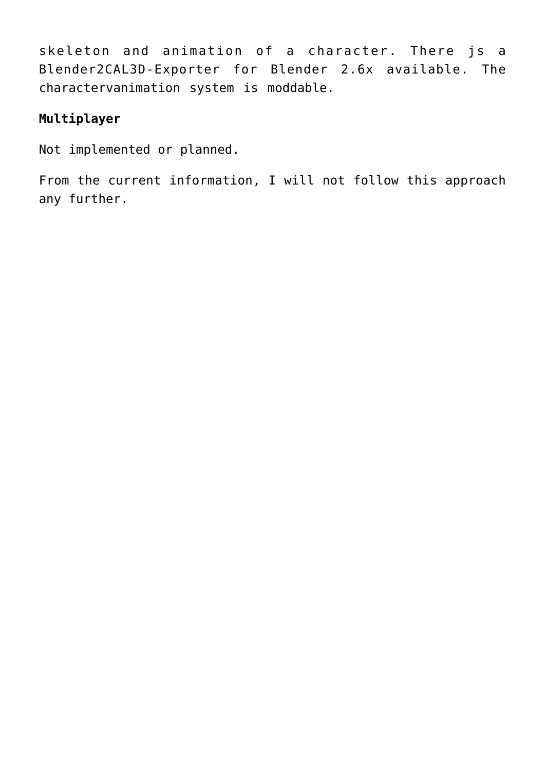skeleton and animation of a character. There js a Blender2CAL3D-Exporter for Blender 2.6x available. The charactervanimation system is moddable.

**Multiplayer**

Not implemented or planned.

From the current information, I will not follow this approach any further.